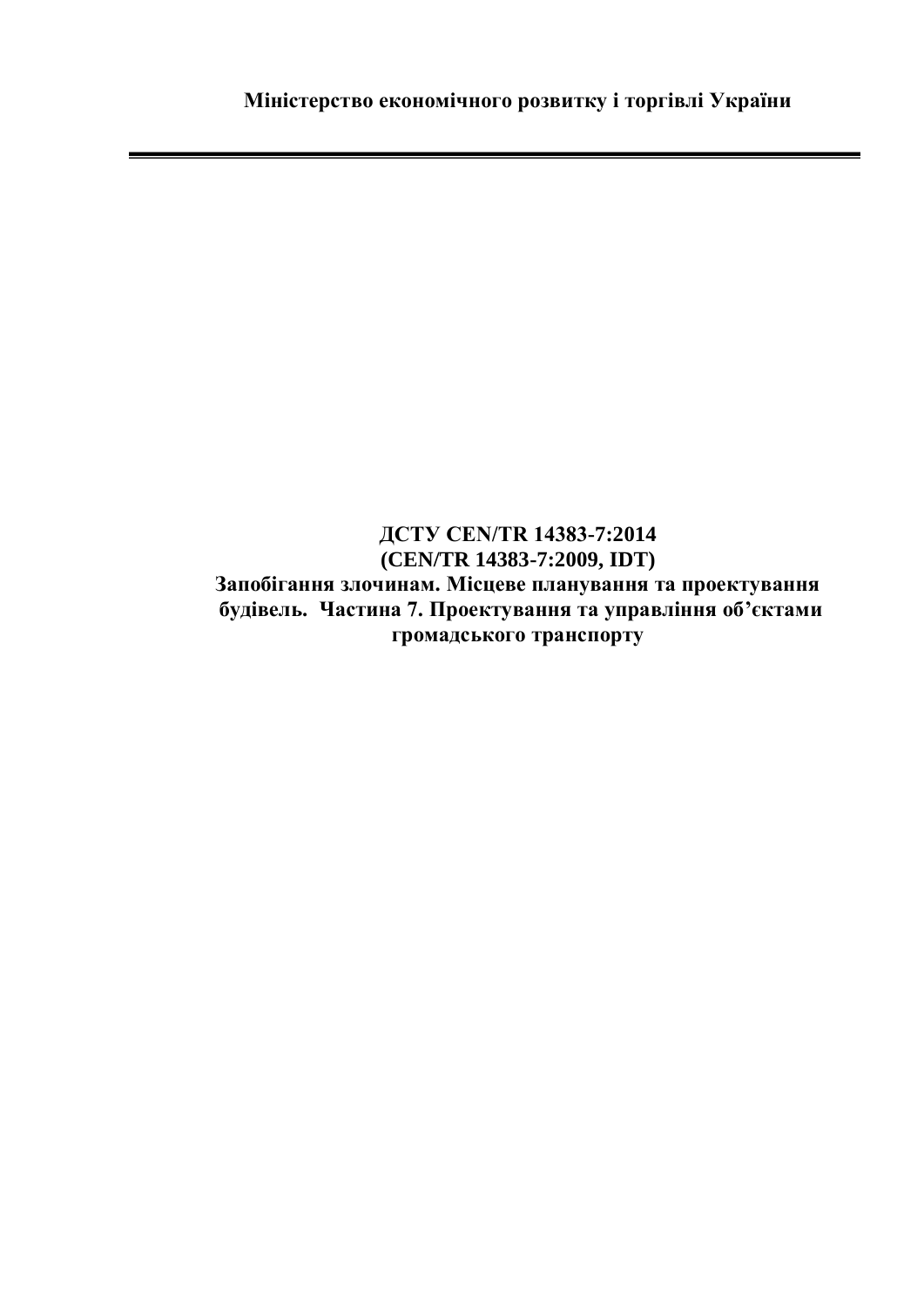**Міністерство економічного розвитку і торгівлі України**

---

**ДСТУ CEN/TR 14383-7:2014**
**(CEN/TR 14383-7:2009, IDT)**
**Запобігання злочинам. Місцеве планування та проектування будівель. Частина 7. Проектування та управління об'єктами громадського транспорту**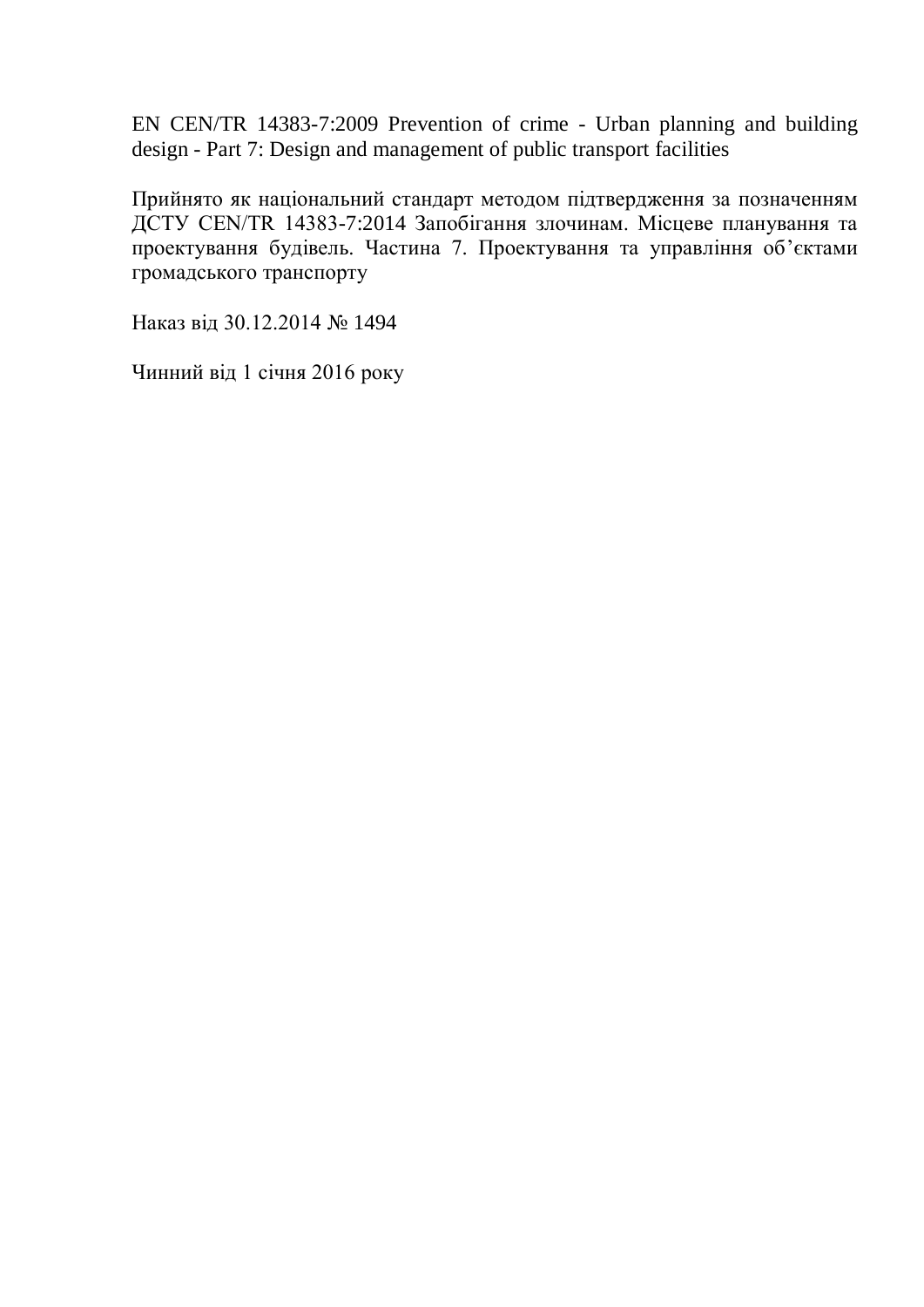EN CEN/TR 14383-7:2009 Prevention of crime - Urban planning and building design - Part 7: Design and management of public transport facilities

Прийнято як національний стандарт методом підтвердження за позначенням ДСТУ CEN/TR 14383-7:2014 Запобігання злочинам. Місцеве планування та проектування будівель. Частина 7. Проектування та управління об'єктами громадського транспорту

Наказ від 30.12.2014 № 1494

Чинний від 1 січня 2016 року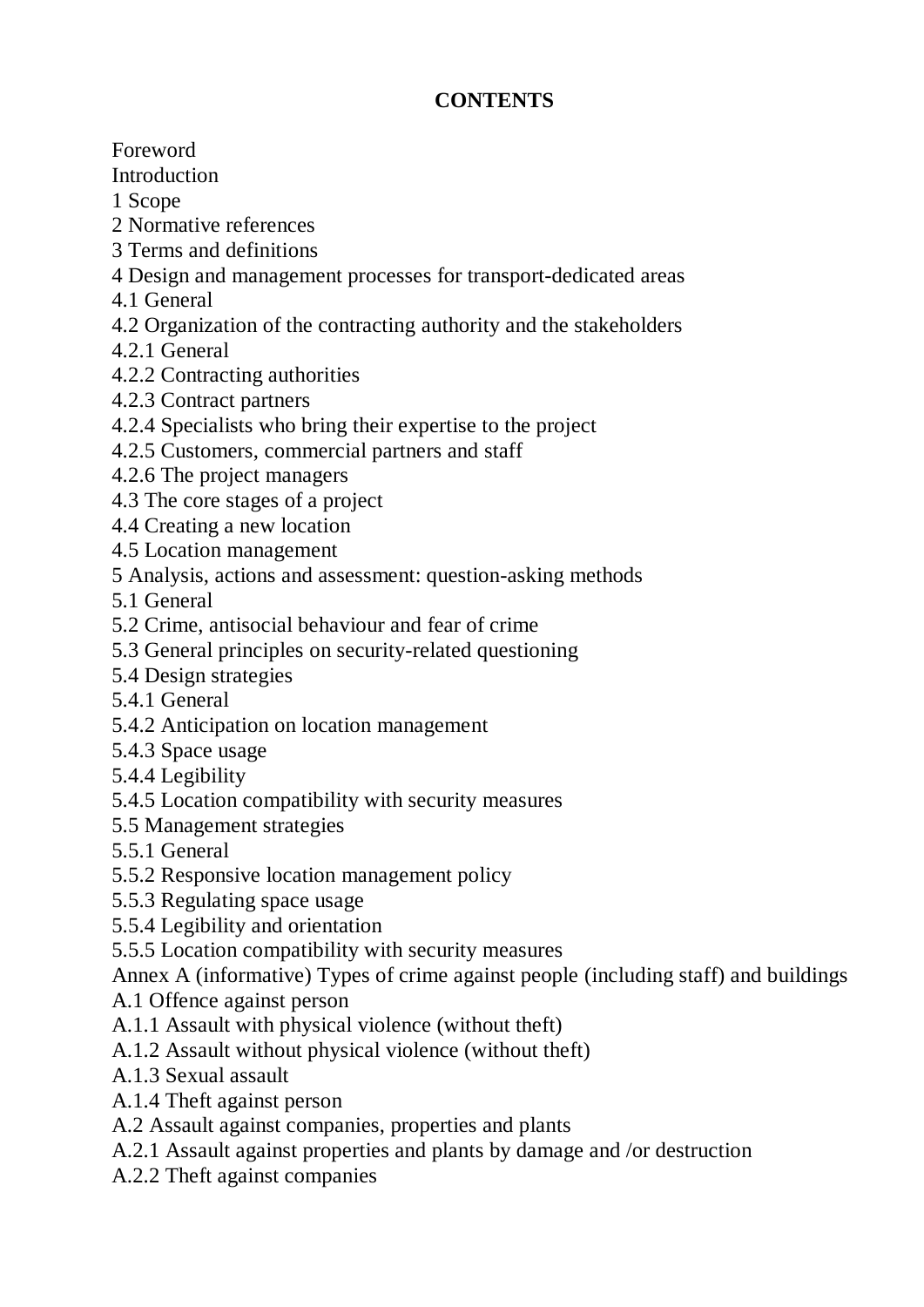**CONTENTS**

Foreword
Introduction
1 Scope
2 Normative references
3 Terms and definitions
4 Design and management processes for transport-dedicated areas
4.1 General
4.2 Organization of the contracting authority and the stakeholders
4.2.1 General
4.2.2 Contracting authorities
4.2.3 Contract partners
4.2.4 Specialists who bring their expertise to the project
4.2.5 Customers, commercial partners and staff
4.2.6 The project managers
4.3 The core stages of a project
4.4 Creating a new location
4.5 Location management
5 Analysis, actions and assessment: question-asking methods
5.1 General
5.2 Crime, antisocial behaviour and fear of crime
5.3 General principles on security-related questioning
5.4 Design strategies
5.4.1 General
5.4.2 Anticipation on location management
5.4.3 Space usage
5.4.4 Legibility
5.4.5 Location compatibility with security measures
5.5 Management strategies
5.5.1 General
5.5.2 Responsive location management policy
5.5.3 Regulating space usage
5.5.4 Legibility and orientation
5.5.5 Location compatibility with security measures
Annex A (informative) Types of crime against people (including staff) and buildings
A.1 Offence against person
A.1.1 Assault with physical violence (without theft)
A.1.2 Assault without physical violence (without theft)
A.1.3 Sexual assault
A.1.4 Theft against person
A.2 Assault against companies, properties and plants
A.2.1 Assault against properties and plants by damage and /or destruction
A.2.2 Theft against companies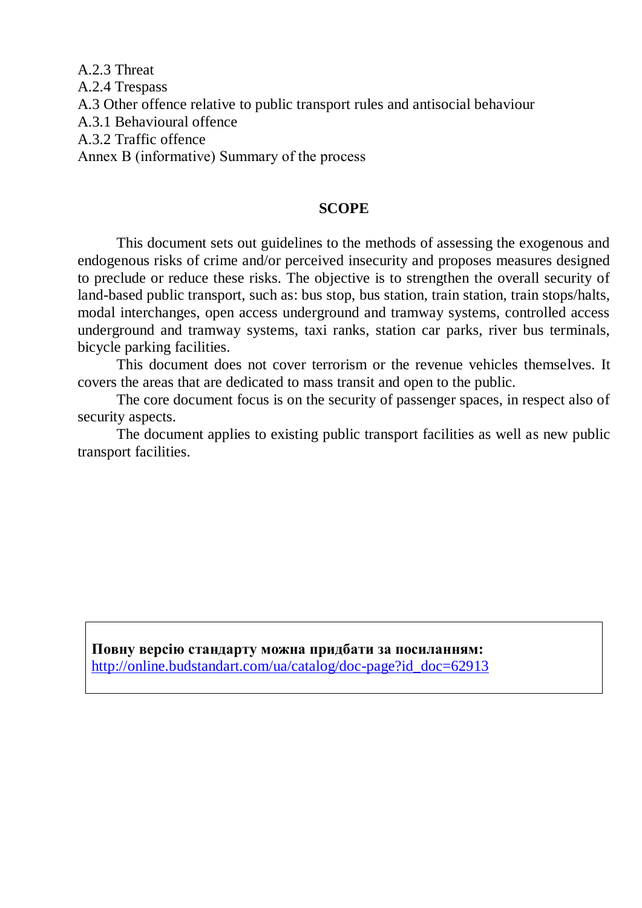A.2.3 Threat
A.2.4 Trespass
A.3 Other offence relative to public transport rules and antisocial behaviour
A.3.1 Behavioural offence
A.3.2 Traffic offence
Annex B (informative) Summary of the process

## SCOPE

This document sets out guidelines to the methods of assessing the exogenous and endogenous risks of crime and/or perceived insecurity and proposes measures designed to preclude or reduce these risks. The objective is to strengthen the overall security of land-based public transport, such as: bus stop, bus station, train station, train stops/halts, modal interchanges, open access underground and tramway systems, controlled access underground and tramway systems, taxi ranks, station car parks, river bus terminals, bicycle parking facilities.

This document does not cover terrorism or the revenue vehicles themselves. It covers the areas that are dedicated to mass transit and open to the public.

The core document focus is on the security of passenger spaces, in respect also of security aspects.

The document applies to existing public transport facilities as well as new public transport facilities.

**Повну версію стандарту можна придбати за посиланням:**
http://online.budstandart.com/ua/catalog/doc-page?id_doc=62913